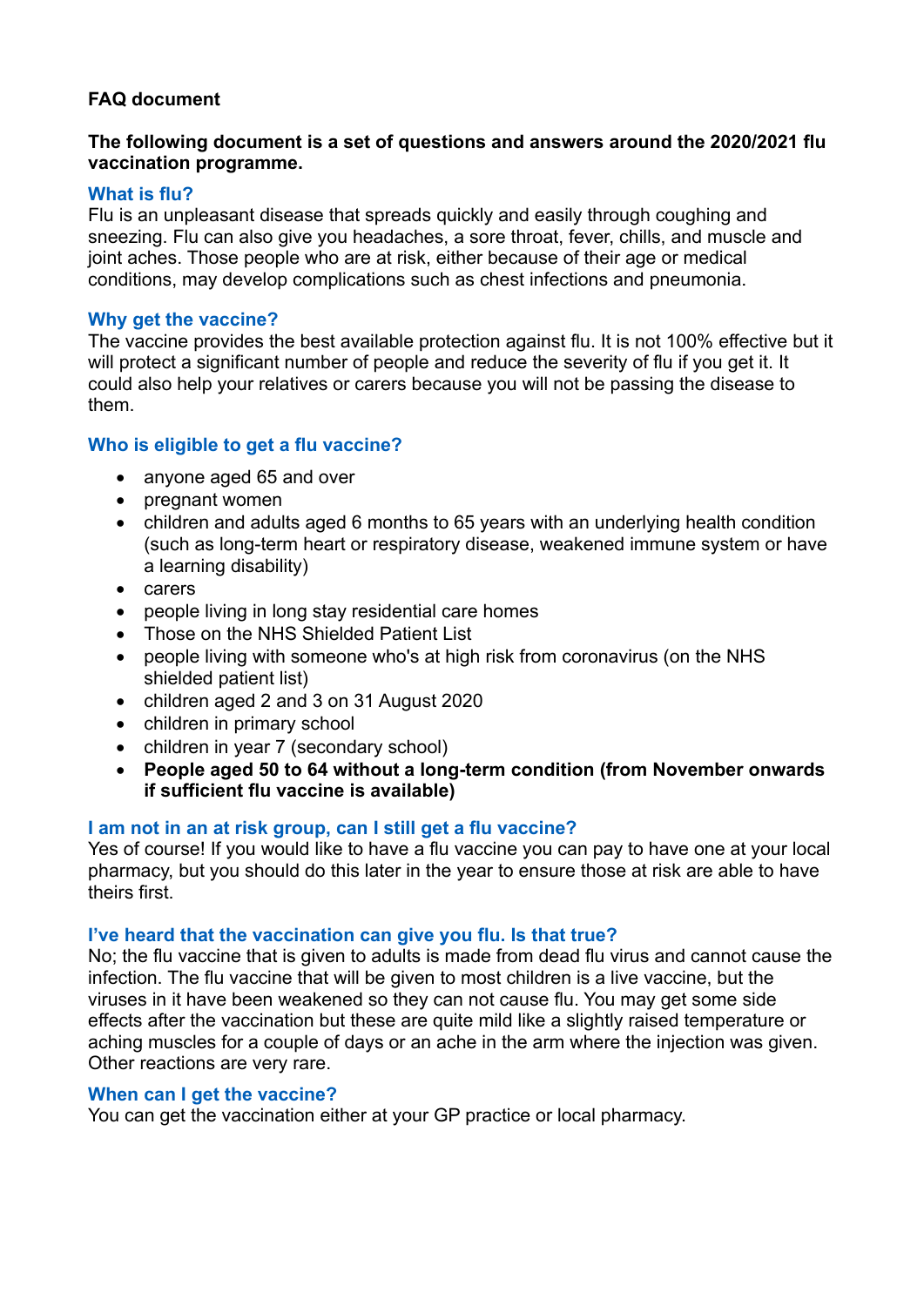**FAQ document**

**The following document is a set of questions and answers around the 2020/2021 flu vaccination programme.**

### What is flu?

Flu is an unpleasant disease that spreads quickly and easily through coughing and sneezing. Flu can also give you headaches, a sore throat, fever, chills, and muscle and joint aches. Those people who are at risk, either because of their age or medical conditions, may develop complications such as chest infections and pneumonia.

### Why get the vaccine?

The vaccine provides the best available protection against flu. It is not 100% effective but it will protect a significant number of people and reduce the severity of flu if you get it. It could also help your relatives or carers because you will not be passing the disease to them.

### Who is eligible to get a flu vaccine?

- anyone aged 65 and over
- pregnant women
- children and adults aged 6 months to 65 years with an underlying health condition (such as long-term heart or respiratory disease, weakened immune system or have a learning disability)
- carers
- people living in long stay residential care homes
- Those on the NHS Shielded Patient List
- people living with someone who's at high risk from coronavirus (on the NHS shielded patient list)
- children aged 2 and 3 on 31 August 2020
- children in primary school
- children in year 7 (secondary school)
- **People aged 50 to 64 without a long-term condition (from November onwards if sufficient flu vaccine is available)**

### I am not in an at risk group, can I still get a flu vaccine?

Yes of course! If you would like to have a flu vaccine you can pay to have one at your local pharmacy, but you should do this later in the year to ensure those at risk are able to have theirs first.

### I've heard that the vaccination can give you flu. Is that true?

No; the flu vaccine that is given to adults is made from dead flu virus and cannot cause the infection. The flu vaccine that will be given to most children is a live vaccine, but the viruses in it have been weakened so they can not cause flu. You may get some side effects after the vaccination but these are quite mild like a slightly raised temperature or aching muscles for a couple of days or an ache in the arm where the injection was given. Other reactions are very rare.

### When can I get the vaccine?

You can get the vaccination either at your GP practice or local pharmacy.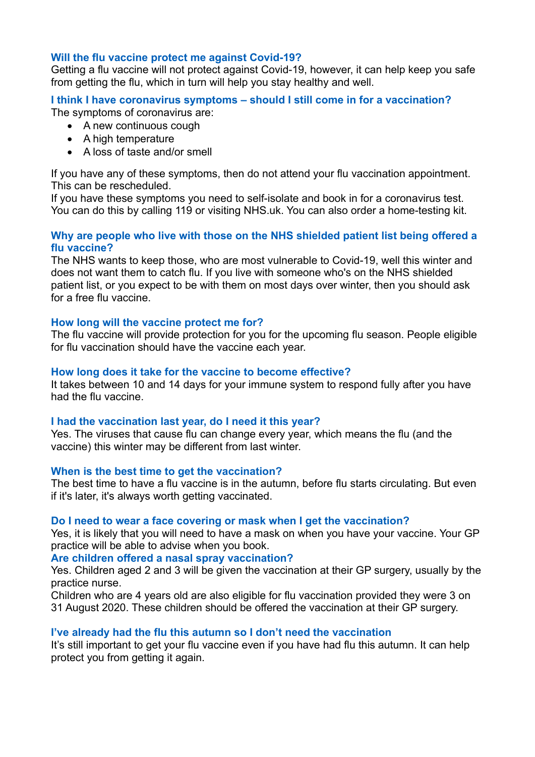### Will the flu vaccine protect me against Covid-19?

Getting a flu vaccine will not protect against Covid-19, however, it can help keep you safe from getting the flu, which in turn will help you stay healthy and well.

### I think I have coronavirus symptoms – should I still come in for a vaccination?

The symptoms of coronavirus are:

- A new continuous cough
- A high temperature
- A loss of taste and/or smell

If you have any of these symptoms, then do not attend your flu vaccination appointment. This can be rescheduled.
If you have these symptoms you need to self-isolate and book in for a coronavirus test. You can do this by calling 119 or visiting NHS.uk. You can also order a home-testing kit.

### Why are people who live with those on the NHS shielded patient list being offered a flu vaccine?

The NHS wants to keep those, who are most vulnerable to Covid-19, well this winter and does not want them to catch flu. If you live with someone who's on the NHS shielded patient list, or you expect to be with them on most days over winter, then you should ask for a free flu vaccine.

### How long will the vaccine protect me for?

The flu vaccine will provide protection for you for the upcoming flu season. People eligible for flu vaccination should have the vaccine each year.

### How long does it take for the vaccine to become effective?

It takes between 10 and 14 days for your immune system to respond fully after you have had the flu vaccine.

### I had the vaccination last year, do I need it this year?

Yes. The viruses that cause flu can change every year, which means the flu (and the vaccine) this winter may be different from last winter.

### When is the best time to get the vaccination?

The best time to have a flu vaccine is in the autumn, before flu starts circulating. But even if it's later, it's always worth getting vaccinated.

### Do I need to wear a face covering or mask when I get the vaccination?

Yes, it is likely that you will need to have a mask on when you have your vaccine. Your GP practice will be able to advise when you book.

### Are children offered a nasal spray vaccination?

Yes. Children aged 2 and 3 will be given the vaccination at their GP surgery, usually by the practice nurse.
Children who are 4 years old are also eligible for flu vaccination provided they were 3 on 31 August 2020. These children should be offered the vaccination at their GP surgery.

### I've already had the flu this autumn so I don't need the vaccination

It's still important to get your flu vaccine even if you have had flu this autumn. It can help protect you from getting it again.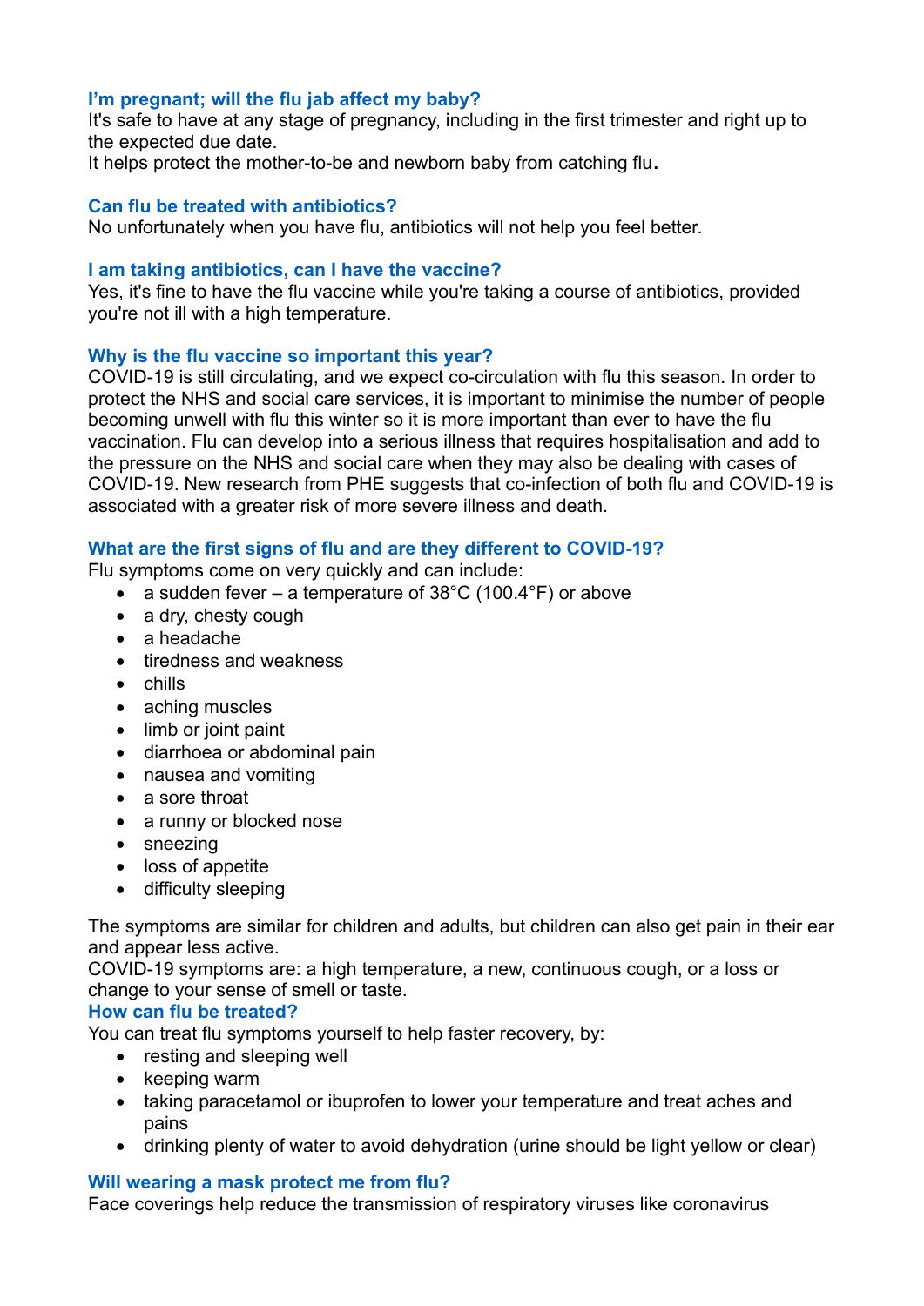### I'm pregnant; will the flu jab affect my baby?

It's safe to have at any stage of pregnancy, including in the first trimester and right up to the expected due date.
It helps protect the mother-to-be and newborn baby from catching flu.

### Can flu be treated with antibiotics?

No unfortunately when you have flu, antibiotics will not help you feel better.

### I am taking antibiotics, can I have the vaccine?

Yes, it's fine to have the flu vaccine while you're taking a course of antibiotics, provided you're not ill with a high temperature.

### Why is the flu vaccine so important this year?

COVID-19 is still circulating, and we expect co-circulation with flu this season. In order to protect the NHS and social care services, it is important to minimise the number of people becoming unwell with flu this winter so it is more important than ever to have the flu vaccination. Flu can develop into a serious illness that requires hospitalisation and add to the pressure on the NHS and social care when they may also be dealing with cases of COVID-19. New research from PHE suggests that co-infection of both flu and COVID-19 is associated with a greater risk of more severe illness and death.

### What are the first signs of flu and are they different to COVID-19?

Flu symptoms come on very quickly and can include:

- a sudden fever – a temperature of 38°C (100.4°F) or above
- a dry, chesty cough
- a headache
- tiredness and weakness
- chills
- aching muscles
- limb or joint paint
- diarrhoea or abdominal pain
- nausea and vomiting
- a sore throat
- a runny or blocked nose
- sneezing
- loss of appetite
- difficulty sleeping

The symptoms are similar for children and adults, but children can also get pain in their ear and appear less active.
COVID-19 symptoms are: a high temperature, a new, continuous cough, or a loss or change to your sense of smell or taste.

### How can flu be treated?

You can treat flu symptoms yourself to help faster recovery, by:

- resting and sleeping well
- keeping warm
- taking paracetamol or ibuprofen to lower your temperature and treat aches and pains
- drinking plenty of water to avoid dehydration (urine should be light yellow or clear)

### Will wearing a mask protect me from flu?

Face coverings help reduce the transmission of respiratory viruses like coronavirus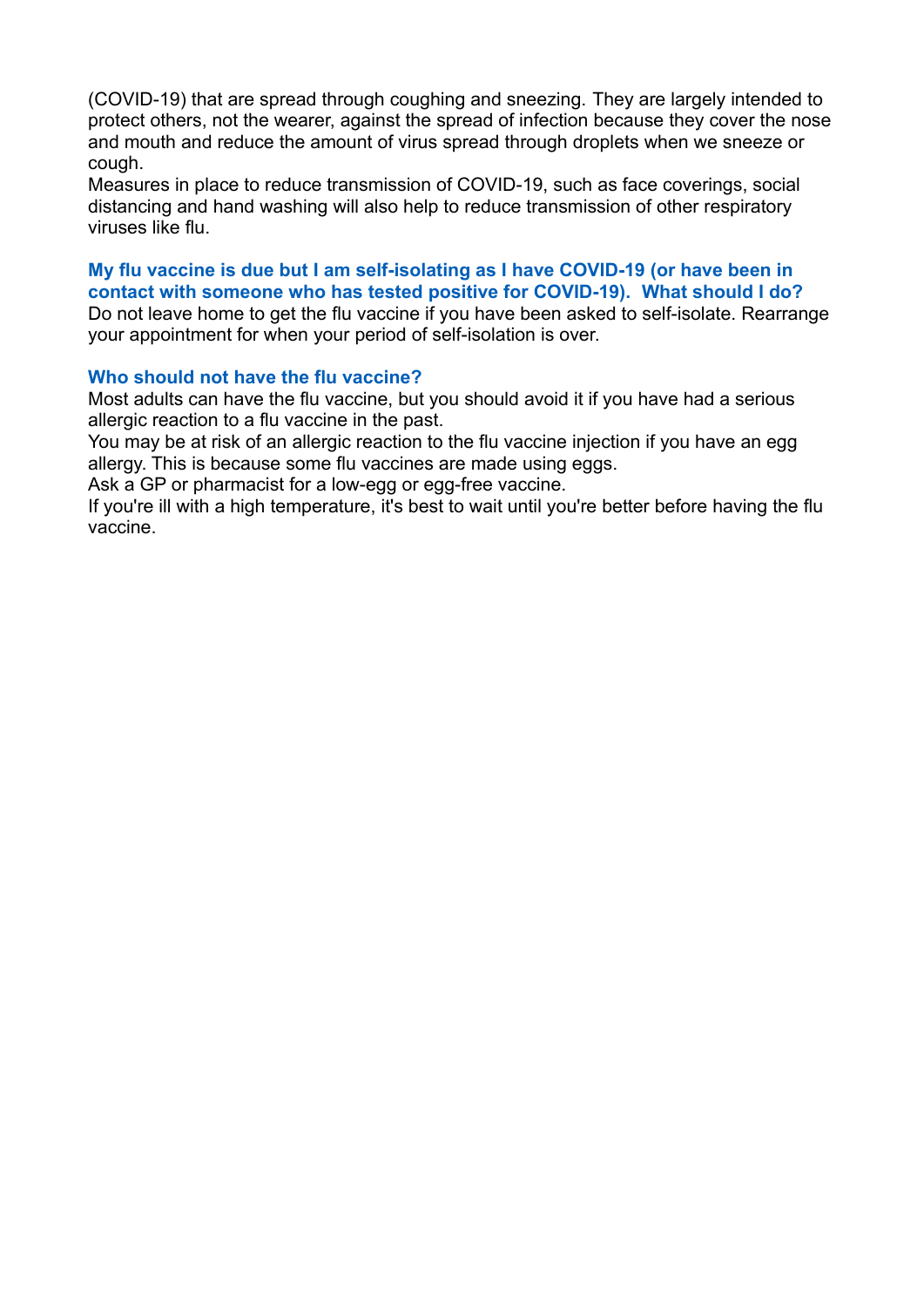(COVID-19) that are spread through coughing and sneezing. They are largely intended to protect others, not the wearer, against the spread of infection because they cover the nose and mouth and reduce the amount of virus spread through droplets when we sneeze or cough.

Measures in place to reduce transmission of COVID-19, such as face coverings, social distancing and hand washing will also help to reduce transmission of other respiratory viruses like flu.

### My flu vaccine is due but I am self-isolating as I have COVID-19 (or have been in contact with someone who has tested positive for COVID-19). What should I do?

Do not leave home to get the flu vaccine if you have been asked to self-isolate. Rearrange your appointment for when your period of self-isolation is over.

### Who should not have the flu vaccine?

Most adults can have the flu vaccine, but you should avoid it if you have had a serious allergic reaction to a flu vaccine in the past.

You may be at risk of an allergic reaction to the flu vaccine injection if you have an egg allergy. This is because some flu vaccines are made using eggs.

Ask a GP or pharmacist for a low-egg or egg-free vaccine.

If you're ill with a high temperature, it's best to wait until you're better before having the flu vaccine.